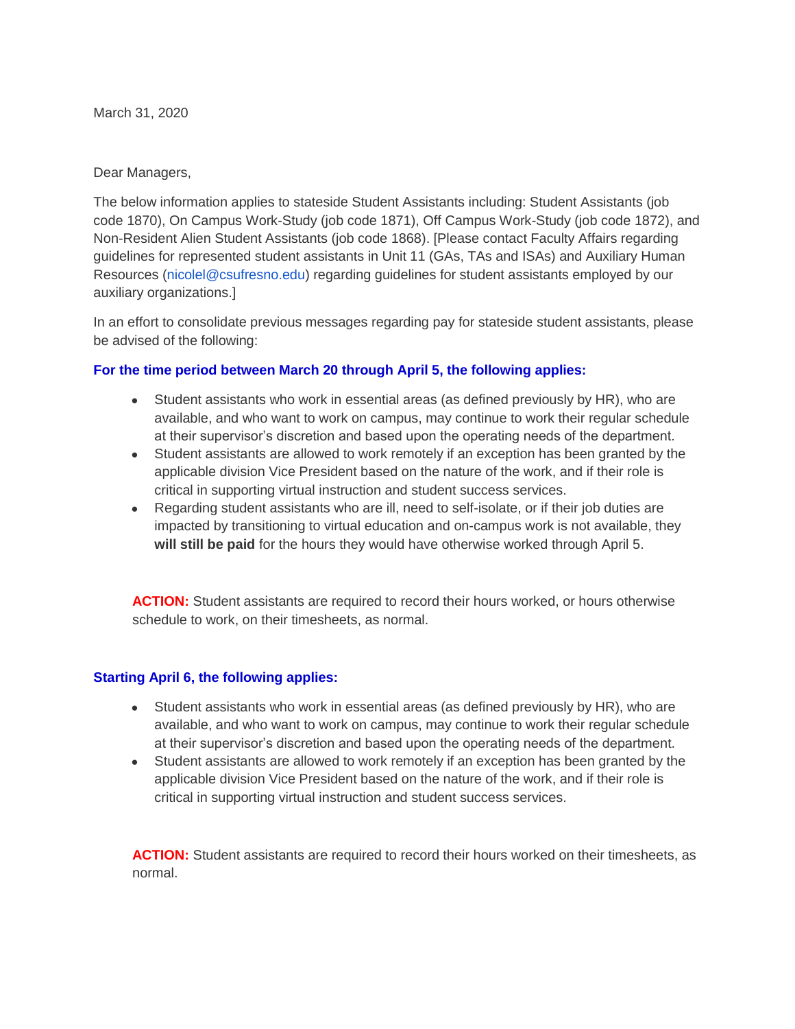March 31, 2020

Dear Managers,

The below information applies to stateside Student Assistants including: Student Assistants (job code 1870), On Campus Work-Study (job code 1871), Off Campus Work-Study (job code 1872), and Non-Resident Alien Student Assistants (job code 1868). [Please contact Faculty Affairs regarding guidelines for represented student assistants in Unit 11 (GAs, TAs and ISAs) and Auxiliary Human Resources (nicolel@csufresno.edu) regarding guidelines for student assistants employed by our auxiliary organizations.]

In an effort to consolidate previous messages regarding pay for stateside student assistants, please be advised of the following:

**For the time period between March 20 through April 5, the following applies:**

- Student assistants who work in essential areas (as defined previously by HR), who are available, and who want to work on campus, may continue to work their regular schedule at their supervisor's discretion and based upon the operating needs of the department.
- Student assistants are allowed to work remotely if an exception has been granted by the applicable division Vice President based on the nature of the work, and if their role is critical in supporting virtual instruction and student success services.
- Regarding student assistants who are ill, need to self-isolate, or if their job duties are impacted by transitioning to virtual education and on-campus work is not available, they **will still be paid** for the hours they would have otherwise worked through April 5.

**ACTION:** Student assistants are required to record their hours worked, or hours otherwise schedule to work, on their timesheets, as normal.

**Starting April 6, the following applies:**

- Student assistants who work in essential areas (as defined previously by HR), who are available, and who want to work on campus, may continue to work their regular schedule at their supervisor's discretion and based upon the operating needs of the department.
- Student assistants are allowed to work remotely if an exception has been granted by the applicable division Vice President based on the nature of the work, and if their role is critical in supporting virtual instruction and student success services.

**ACTION:** Student assistants are required to record their hours worked on their timesheets, as normal.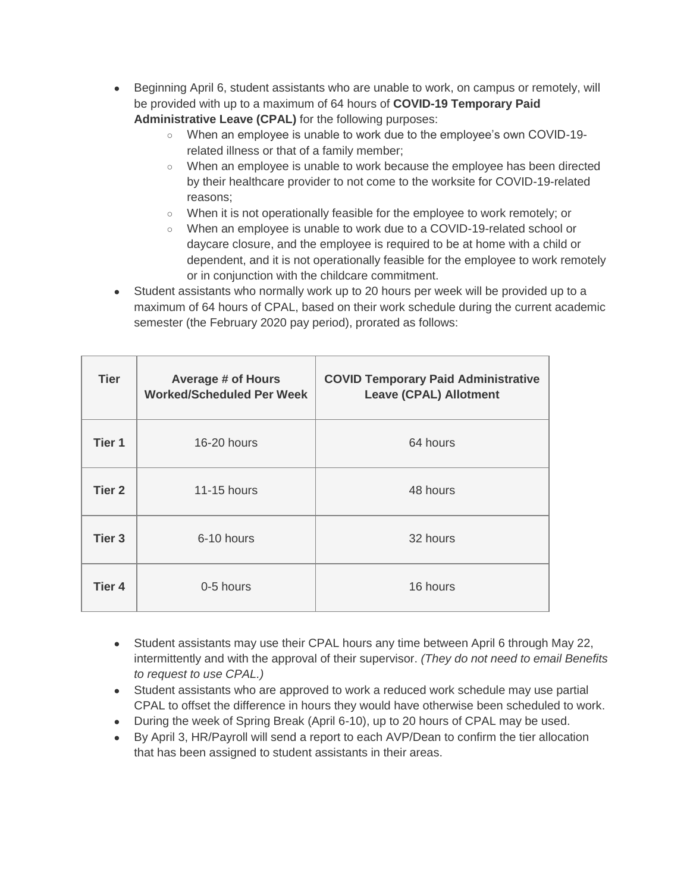- Beginning April 6, student assistants who are unable to work, on campus or remotely, will be provided with up to a maximum of 64 hours of **COVID-19 Temporary Paid Administrative Leave (CPAL)** for the following purposes:
  - When an employee is unable to work due to the employee's own COVID-19-related illness or that of a family member;
  - When an employee is unable to work because the employee has been directed by their healthcare provider to not come to the worksite for COVID-19-related reasons;
  - When it is not operationally feasible for the employee to work remotely; or
  - When an employee is unable to work due to a COVID-19-related school or daycare closure, and the employee is required to be at home with a child or dependent, and it is not operationally feasible for the employee to work remotely or in conjunction with the childcare commitment.
- Student assistants who normally work up to 20 hours per week will be provided up to a maximum of 64 hours of CPAL, based on their work schedule during the current academic semester (the February 2020 pay period), prorated as follows:

| Tier | Average # of Hours Worked/Scheduled Per Week | COVID Temporary Paid Administrative Leave (CPAL) Allotment |
|---|---|---|
| **Tier 1** | 16-20 hours | 64 hours |
| **Tier 2** | 11-15 hours | 48 hours |
| **Tier 3** | 6-10 hours | 32 hours |
| **Tier 4** | 0-5 hours | 16 hours |

- Student assistants may use their CPAL hours any time between April 6 through May 22, intermittently and with the approval of their supervisor. *(They do not need to email Benefits to request to use CPAL.)*
- Student assistants who are approved to work a reduced work schedule may use partial CPAL to offset the difference in hours they would have otherwise been scheduled to work.
- During the week of Spring Break (April 6-10), up to 20 hours of CPAL may be used.
- By April 3, HR/Payroll will send a report to each AVP/Dean to confirm the tier allocation that has been assigned to student assistants in their areas.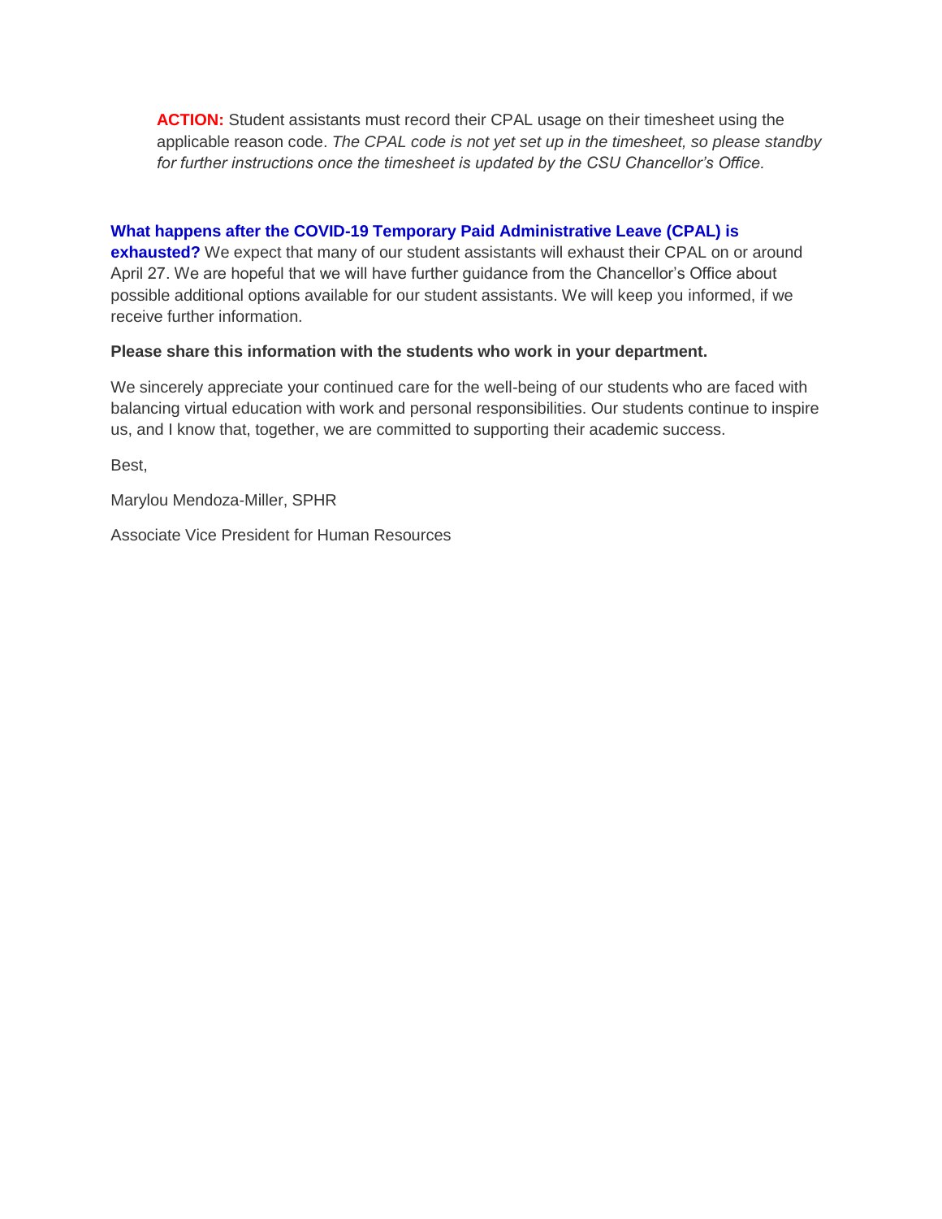**ACTION:** Student assistants must record their CPAL usage on their timesheet using the applicable reason code. *The CPAL code is not yet set up in the timesheet, so please standby for further instructions once the timesheet is updated by the CSU Chancellor's Office.*

**What happens after the COVID-19 Temporary Paid Administrative Leave (CPAL) is exhausted?** We expect that many of our student assistants will exhaust their CPAL on or around April 27. We are hopeful that we will have further guidance from the Chancellor's Office about possible additional options available for our student assistants. We will keep you informed, if we receive further information.

**Please share this information with the students who work in your department.**

We sincerely appreciate your continued care for the well-being of our students who are faced with balancing virtual education with work and personal responsibilities. Our students continue to inspire us, and I know that, together, we are committed to supporting their academic success.

Best,

Marylou Mendoza-Miller, SPHR

Associate Vice President for Human Resources